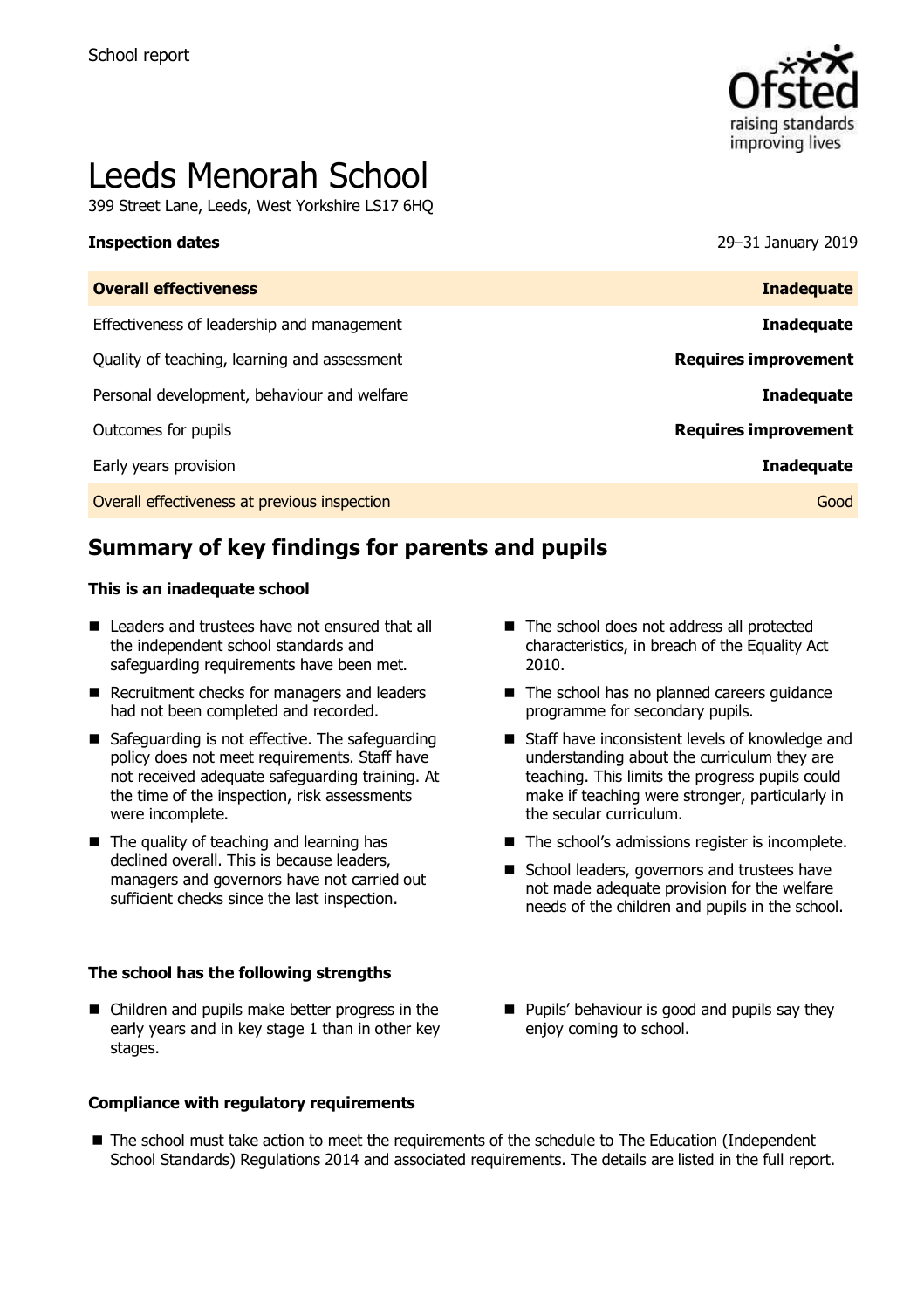School report

# Leeds Menorah School

399 Street Lane, Leeds, West Yorkshire LS17 6HQ

**Inspection dates** 29–31 January 2019

| **Overall effectiveness** | **Inadequate** |
|---|---|
| Effectiveness of leadership and management | **Inadequate** |
| Quality of teaching, learning and assessment | **Requires improvement** |
| Personal development, behaviour and welfare | **Inadequate** |
| Outcomes for pupils | **Requires improvement** |
| Early years provision | **Inadequate** |
| Overall effectiveness at previous inspection | Good |

## Summary of key findings for parents and pupils

**This is an inadequate school**

- Leaders and trustees have not ensured that all the independent school standards and safeguarding requirements have been met.
- Recruitment checks for managers and leaders had not been completed and recorded.
- Safeguarding is not effective. The safeguarding policy does not meet requirements. Staff have not received adequate safeguarding training. At the time of the inspection, risk assessments were incomplete.
- The quality of teaching and learning has declined overall. This is because leaders, managers and governors have not carried out sufficient checks since the last inspection.
- The school does not address all protected characteristics, in breach of the Equality Act 2010.
- The school has no planned careers guidance programme for secondary pupils.
- Staff have inconsistent levels of knowledge and understanding about the curriculum they are teaching. This limits the progress pupils could make if teaching were stronger, particularly in the secular curriculum.
- The school's admissions register is incomplete.
- School leaders, governors and trustees have not made adequate provision for the welfare needs of the children and pupils in the school.

**The school has the following strengths**

- Children and pupils make better progress in the early years and in key stage 1 than in other key stages.
- Pupils' behaviour is good and pupils say they enjoy coming to school.

**Compliance with regulatory requirements**

- The school must take action to meet the requirements of the schedule to The Education (Independent School Standards) Regulations 2014 and associated requirements. The details are listed in the full report.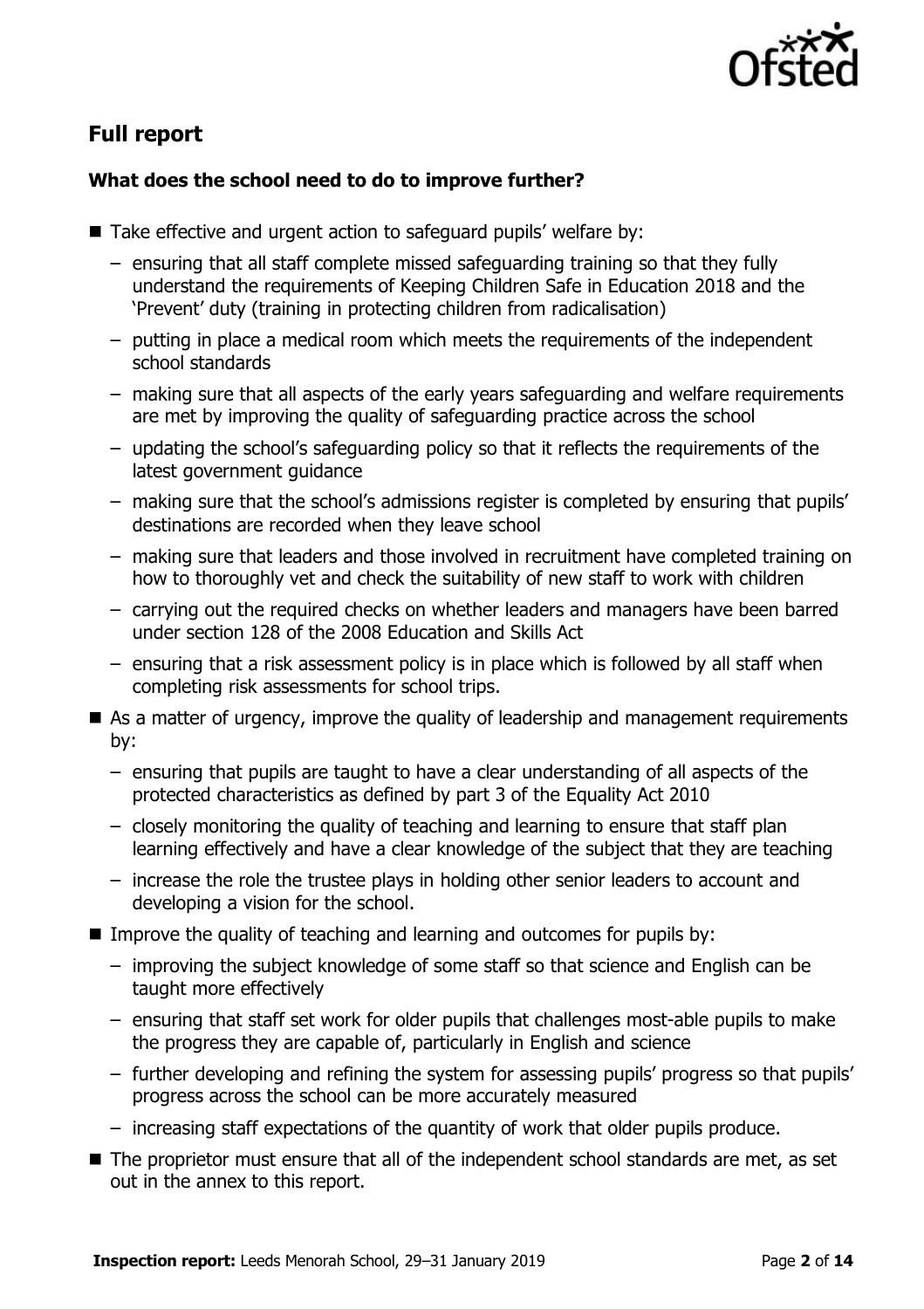## Full report

### What does the school need to do to improve further?

- Take effective and urgent action to safeguard pupils' welfare by:
  - ensuring that all staff complete missed safeguarding training so that they fully understand the requirements of Keeping Children Safe in Education 2018 and the 'Prevent' duty (training in protecting children from radicalisation)
  - putting in place a medical room which meets the requirements of the independent school standards
  - making sure that all aspects of the early years safeguarding and welfare requirements are met by improving the quality of safeguarding practice across the school
  - updating the school's safeguarding policy so that it reflects the requirements of the latest government guidance
  - making sure that the school's admissions register is completed by ensuring that pupils' destinations are recorded when they leave school
  - making sure that leaders and those involved in recruitment have completed training on how to thoroughly vet and check the suitability of new staff to work with children
  - carrying out the required checks on whether leaders and managers have been barred under section 128 of the 2008 Education and Skills Act
  - ensuring that a risk assessment policy is in place which is followed by all staff when completing risk assessments for school trips.
- As a matter of urgency, improve the quality of leadership and management requirements by:
  - ensuring that pupils are taught to have a clear understanding of all aspects of the protected characteristics as defined by part 3 of the Equality Act 2010
  - closely monitoring the quality of teaching and learning to ensure that staff plan learning effectively and have a clear knowledge of the subject that they are teaching
  - increase the role the trustee plays in holding other senior leaders to account and developing a vision for the school.
- Improve the quality of teaching and learning and outcomes for pupils by:
  - improving the subject knowledge of some staff so that science and English can be taught more effectively
  - ensuring that staff set work for older pupils that challenges most-able pupils to make the progress they are capable of, particularly in English and science
  - further developing and refining the system for assessing pupils' progress so that pupils' progress across the school can be more accurately measured
  - increasing staff expectations of the quantity of work that older pupils produce.
- The proprietor must ensure that all of the independent school standards are met, as set out in the annex to this report.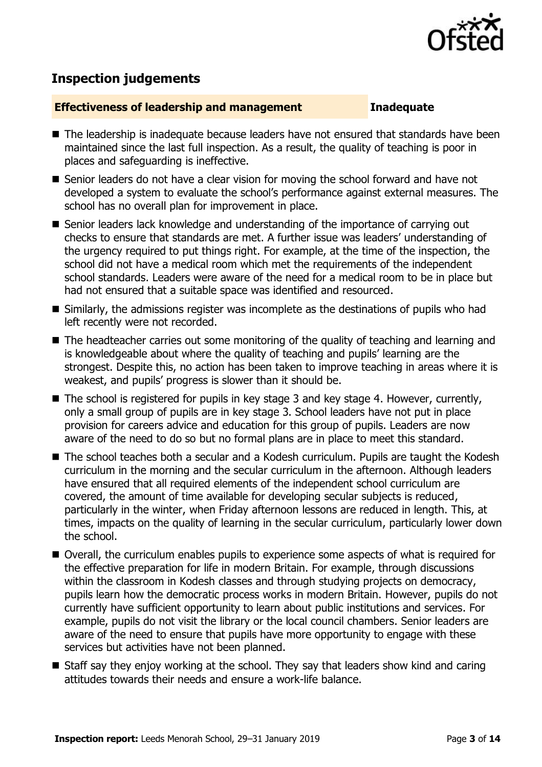## Inspection judgements

| **Effectiveness of leadership and management** | **Inadequate** |
| --- | --- |

- The leadership is inadequate because leaders have not ensured that standards have been maintained since the last full inspection. As a result, the quality of teaching is poor in places and safeguarding is ineffective.
- Senior leaders do not have a clear vision for moving the school forward and have not developed a system to evaluate the school's performance against external measures. The school has no overall plan for improvement in place.
- Senior leaders lack knowledge and understanding of the importance of carrying out checks to ensure that standards are met. A further issue was leaders' understanding of the urgency required to put things right. For example, at the time of the inspection, the school did not have a medical room which met the requirements of the independent school standards. Leaders were aware of the need for a medical room to be in place but had not ensured that a suitable space was identified and resourced.
- Similarly, the admissions register was incomplete as the destinations of pupils who had left recently were not recorded.
- The headteacher carries out some monitoring of the quality of teaching and learning and is knowledgeable about where the quality of teaching and pupils' learning are the strongest. Despite this, no action has been taken to improve teaching in areas where it is weakest, and pupils' progress is slower than it should be.
- The school is registered for pupils in key stage 3 and key stage 4. However, currently, only a small group of pupils are in key stage 3. School leaders have not put in place provision for careers advice and education for this group of pupils. Leaders are now aware of the need to do so but no formal plans are in place to meet this standard.
- The school teaches both a secular and a Kodesh curriculum. Pupils are taught the Kodesh curriculum in the morning and the secular curriculum in the afternoon. Although leaders have ensured that all required elements of the independent school curriculum are covered, the amount of time available for developing secular subjects is reduced, particularly in the winter, when Friday afternoon lessons are reduced in length. This, at times, impacts on the quality of learning in the secular curriculum, particularly lower down the school.
- Overall, the curriculum enables pupils to experience some aspects of what is required for the effective preparation for life in modern Britain. For example, through discussions within the classroom in Kodesh classes and through studying projects on democracy, pupils learn how the democratic process works in modern Britain. However, pupils do not currently have sufficient opportunity to learn about public institutions and services. For example, pupils do not visit the library or the local council chambers. Senior leaders are aware of the need to ensure that pupils have more opportunity to engage with these services but activities have not been planned.
- Staff say they enjoy working at the school. They say that leaders show kind and caring attitudes towards their needs and ensure a work-life balance.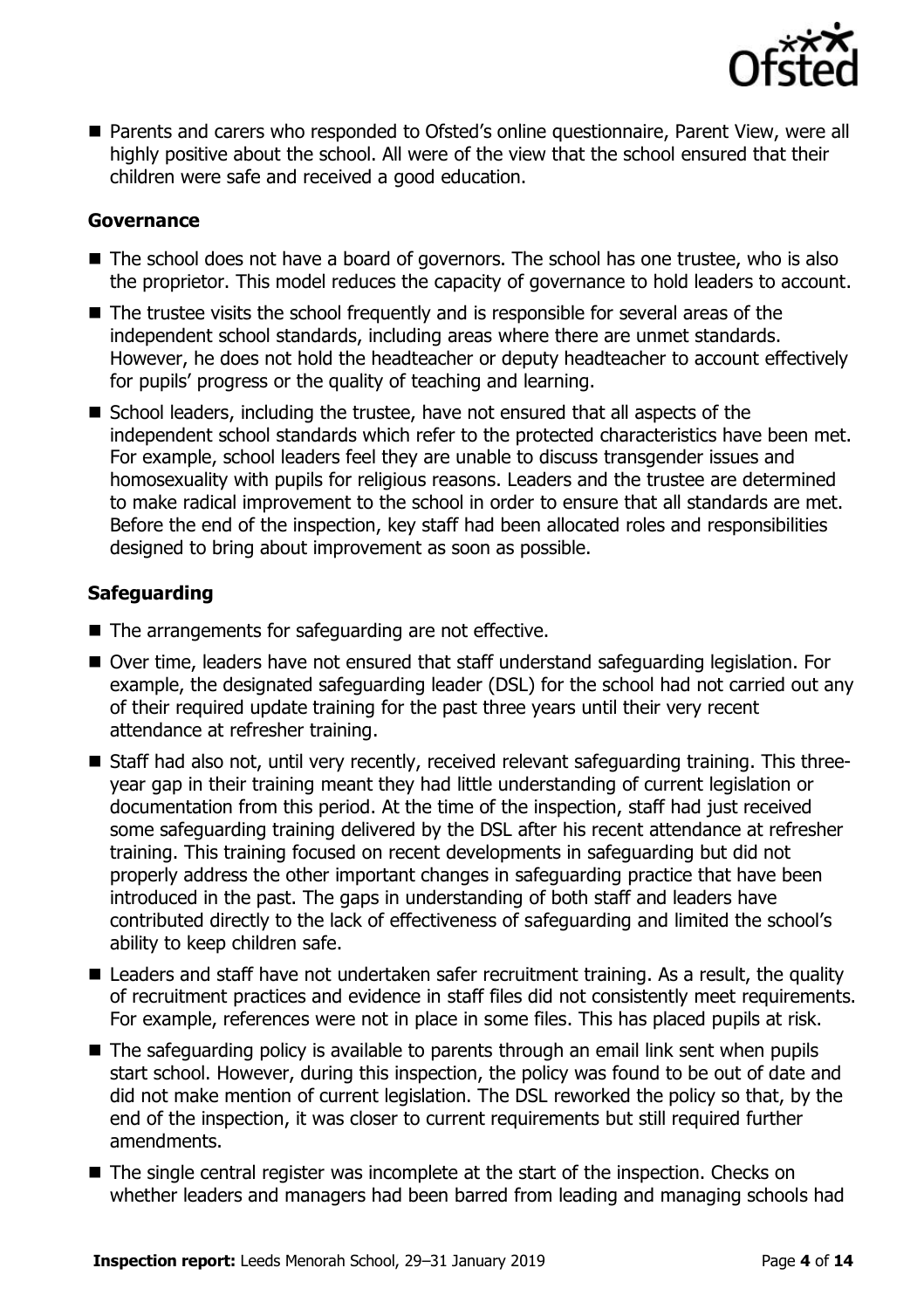- Parents and carers who responded to Ofsted's online questionnaire, Parent View, were all highly positive about the school. All were of the view that the school ensured that their children were safe and received a good education.

### Governance

- The school does not have a board of governors. The school has one trustee, who is also the proprietor. This model reduces the capacity of governance to hold leaders to account.
- The trustee visits the school frequently and is responsible for several areas of the independent school standards, including areas where there are unmet standards. However, he does not hold the headteacher or deputy headteacher to account effectively for pupils' progress or the quality of teaching and learning.
- School leaders, including the trustee, have not ensured that all aspects of the independent school standards which refer to the protected characteristics have been met. For example, school leaders feel they are unable to discuss transgender issues and homosexuality with pupils for religious reasons. Leaders and the trustee are determined to make radical improvement to the school in order to ensure that all standards are met. Before the end of the inspection, key staff had been allocated roles and responsibilities designed to bring about improvement as soon as possible.

### Safeguarding

- The arrangements for safeguarding are not effective.
- Over time, leaders have not ensured that staff understand safeguarding legislation. For example, the designated safeguarding leader (DSL) for the school had not carried out any of their required update training for the past three years until their very recent attendance at refresher training.
- Staff had also not, until very recently, received relevant safeguarding training. This three-year gap in their training meant they had little understanding of current legislation or documentation from this period. At the time of the inspection, staff had just received some safeguarding training delivered by the DSL after his recent attendance at refresher training. This training focused on recent developments in safeguarding but did not properly address the other important changes in safeguarding practice that have been introduced in the past. The gaps in understanding of both staff and leaders have contributed directly to the lack of effectiveness of safeguarding and limited the school's ability to keep children safe.
- Leaders and staff have not undertaken safer recruitment training. As a result, the quality of recruitment practices and evidence in staff files did not consistently meet requirements. For example, references were not in place in some files. This has placed pupils at risk.
- The safeguarding policy is available to parents through an email link sent when pupils start school. However, during this inspection, the policy was found to be out of date and did not make mention of current legislation. The DSL reworked the policy so that, by the end of the inspection, it was closer to current requirements but still required further amendments.
- The single central register was incomplete at the start of the inspection. Checks on whether leaders and managers had been barred from leading and managing schools had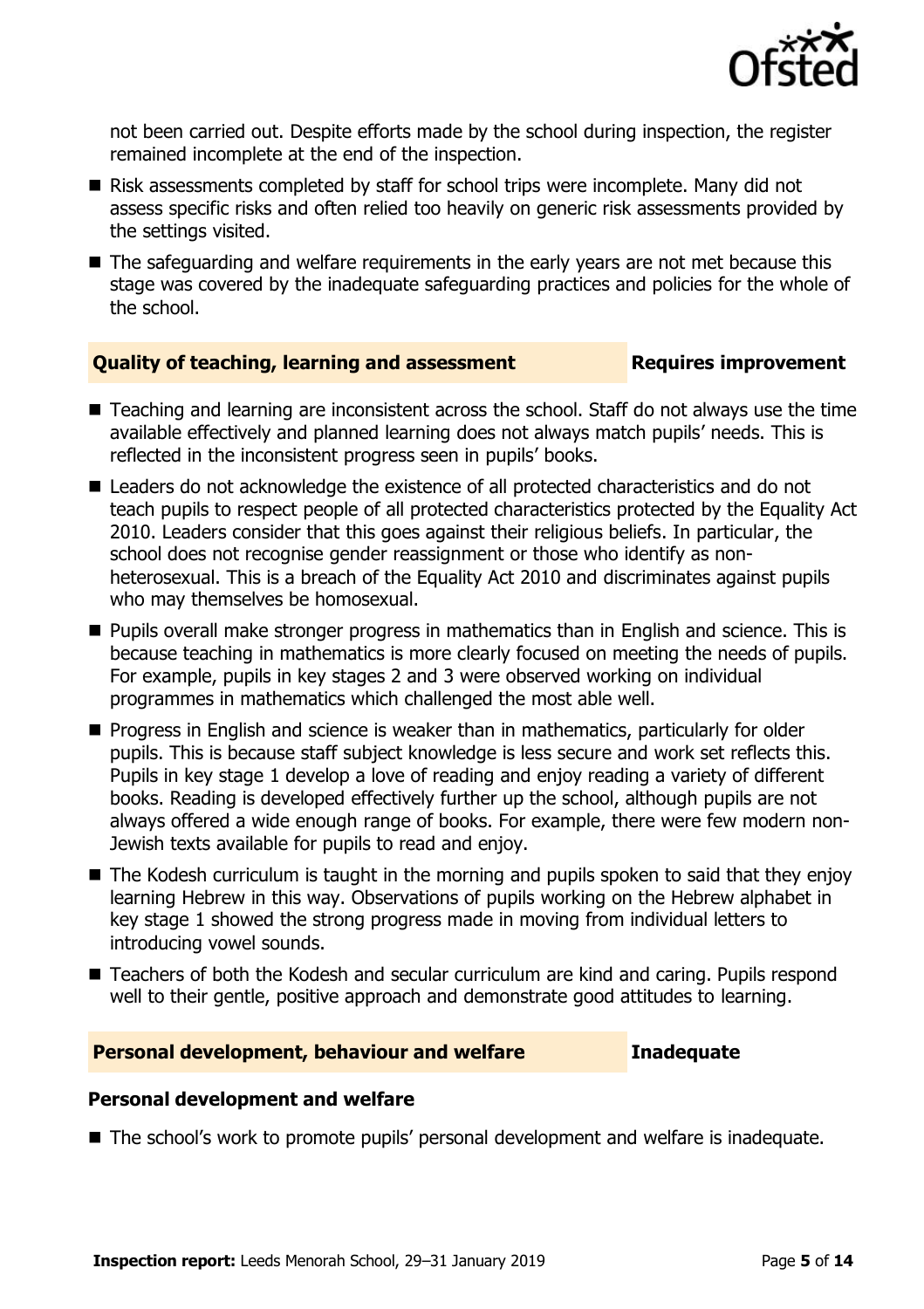not been carried out. Despite efforts made by the school during inspection, the register remained incomplete at the end of the inspection.

- Risk assessments completed by staff for school trips were incomplete. Many did not assess specific risks and often relied too heavily on generic risk assessments provided by the settings visited.
- The safeguarding and welfare requirements in the early years are not met because this stage was covered by the inadequate safeguarding practices and policies for the whole of the school.

## Quality of teaching, learning and assessment — Requires improvement

- Teaching and learning are inconsistent across the school. Staff do not always use the time available effectively and planned learning does not always match pupils' needs. This is reflected in the inconsistent progress seen in pupils' books.
- Leaders do not acknowledge the existence of all protected characteristics and do not teach pupils to respect people of all protected characteristics protected by the Equality Act 2010. Leaders consider that this goes against their religious beliefs. In particular, the school does not recognise gender reassignment or those who identify as non-heterosexual. This is a breach of the Equality Act 2010 and discriminates against pupils who may themselves be homosexual.
- Pupils overall make stronger progress in mathematics than in English and science. This is because teaching in mathematics is more clearly focused on meeting the needs of pupils. For example, pupils in key stages 2 and 3 were observed working on individual programmes in mathematics which challenged the most able well.
- Progress in English and science is weaker than in mathematics, particularly for older pupils. This is because staff subject knowledge is less secure and work set reflects this. Pupils in key stage 1 develop a love of reading and enjoy reading a variety of different books. Reading is developed effectively further up the school, although pupils are not always offered a wide enough range of books. For example, there were few modern non-Jewish texts available for pupils to read and enjoy.
- The Kodesh curriculum is taught in the morning and pupils spoken to said that they enjoy learning Hebrew in this way. Observations of pupils working on the Hebrew alphabet in key stage 1 showed the strong progress made in moving from individual letters to introducing vowel sounds.
- Teachers of both the Kodesh and secular curriculum are kind and caring. Pupils respond well to their gentle, positive approach and demonstrate good attitudes to learning.

## Personal development, behaviour and welfare — Inadequate

### Personal development and welfare

- The school's work to promote pupils' personal development and welfare is inadequate.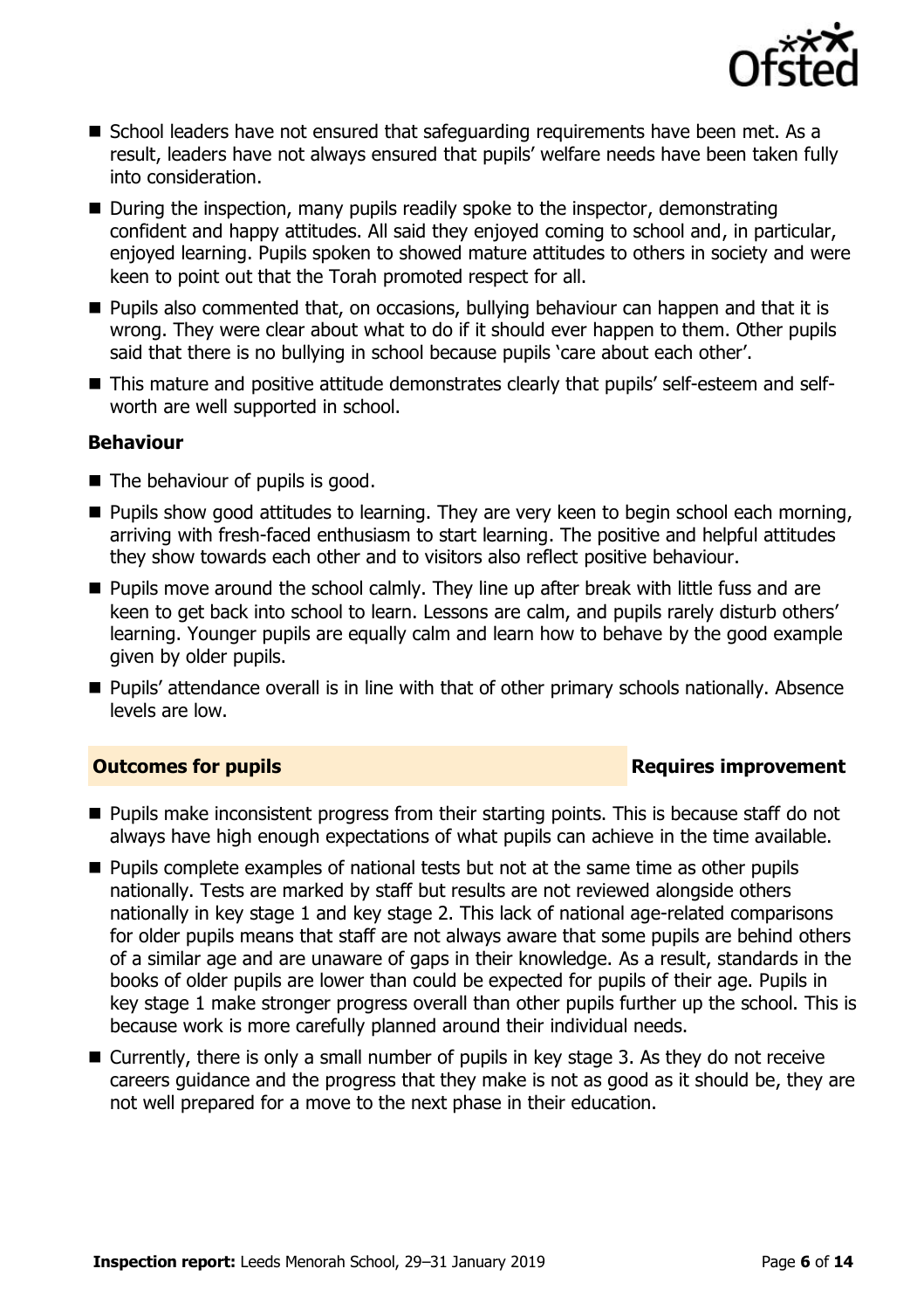- School leaders have not ensured that safeguarding requirements have been met. As a result, leaders have not always ensured that pupils' welfare needs have been taken fully into consideration.
- During the inspection, many pupils readily spoke to the inspector, demonstrating confident and happy attitudes. All said they enjoyed coming to school and, in particular, enjoyed learning. Pupils spoken to showed mature attitudes to others in society and were keen to point out that the Torah promoted respect for all.
- Pupils also commented that, on occasions, bullying behaviour can happen and that it is wrong. They were clear about what to do if it should ever happen to them. Other pupils said that there is no bullying in school because pupils 'care about each other'.
- This mature and positive attitude demonstrates clearly that pupils' self-esteem and self-worth are well supported in school.

**Behaviour**

- The behaviour of pupils is good.
- Pupils show good attitudes to learning. They are very keen to begin school each morning, arriving with fresh-faced enthusiasm to start learning. The positive and helpful attitudes they show towards each other and to visitors also reflect positive behaviour.
- Pupils move around the school calmly. They line up after break with little fuss and are keen to get back into school to learn. Lessons are calm, and pupils rarely disturb others' learning. Younger pupils are equally calm and learn how to behave by the good example given by older pupils.
- Pupils' attendance overall is in line with that of other primary schools nationally. Absence levels are low.

## Outcomes for pupils — Requires improvement

- Pupils make inconsistent progress from their starting points. This is because staff do not always have high enough expectations of what pupils can achieve in the time available.
- Pupils complete examples of national tests but not at the same time as other pupils nationally. Tests are marked by staff but results are not reviewed alongside others nationally in key stage 1 and key stage 2. This lack of national age-related comparisons for older pupils means that staff are not always aware that some pupils are behind others of a similar age and are unaware of gaps in their knowledge. As a result, standards in the books of older pupils are lower than could be expected for pupils of their age. Pupils in key stage 1 make stronger progress overall than other pupils further up the school. This is because work is more carefully planned around their individual needs.
- Currently, there is only a small number of pupils in key stage 3. As they do not receive careers guidance and the progress that they make is not as good as it should be, they are not well prepared for a move to the next phase in their education.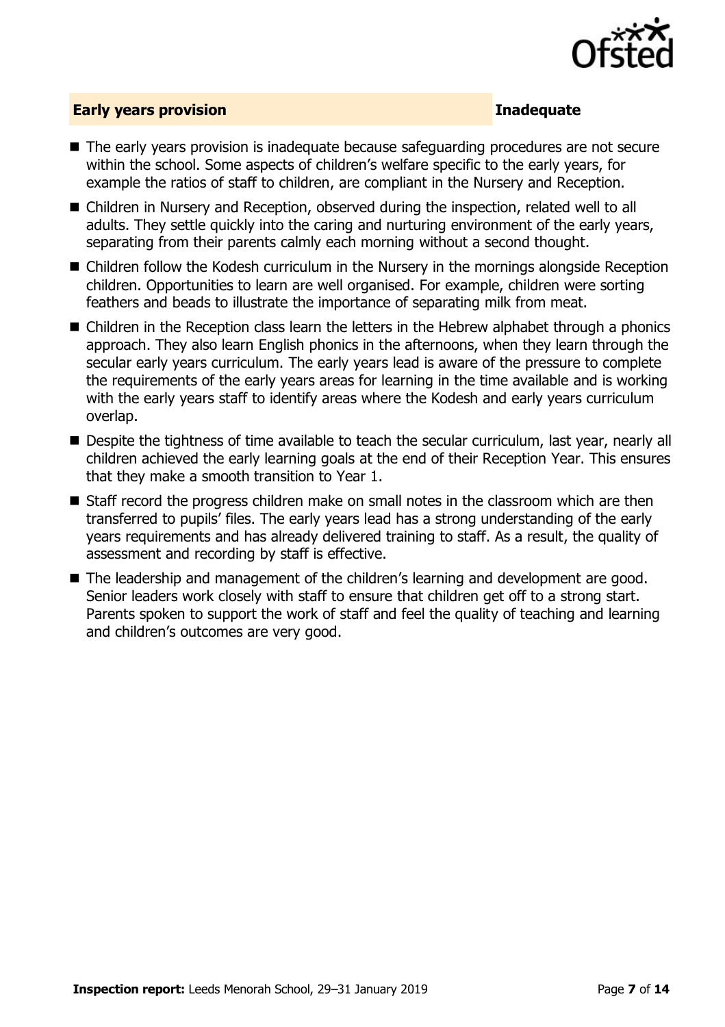## Early years provision — Inadequate

- The early years provision is inadequate because safeguarding procedures are not secure within the school. Some aspects of children's welfare specific to the early years, for example the ratios of staff to children, are compliant in the Nursery and Reception.
- Children in Nursery and Reception, observed during the inspection, related well to all adults. They settle quickly into the caring and nurturing environment of the early years, separating from their parents calmly each morning without a second thought.
- Children follow the Kodesh curriculum in the Nursery in the mornings alongside Reception children. Opportunities to learn are well organised. For example, children were sorting feathers and beads to illustrate the importance of separating milk from meat.
- Children in the Reception class learn the letters in the Hebrew alphabet through a phonics approach. They also learn English phonics in the afternoons, when they learn through the secular early years curriculum. The early years lead is aware of the pressure to complete the requirements of the early years areas for learning in the time available and is working with the early years staff to identify areas where the Kodesh and early years curriculum overlap.
- Despite the tightness of time available to teach the secular curriculum, last year, nearly all children achieved the early learning goals at the end of their Reception Year. This ensures that they make a smooth transition to Year 1.
- Staff record the progress children make on small notes in the classroom which are then transferred to pupils' files. The early years lead has a strong understanding of the early years requirements and has already delivered training to staff. As a result, the quality of assessment and recording by staff is effective.
- The leadership and management of the children's learning and development are good. Senior leaders work closely with staff to ensure that children get off to a strong start. Parents spoken to support the work of staff and feel the quality of teaching and learning and children's outcomes are very good.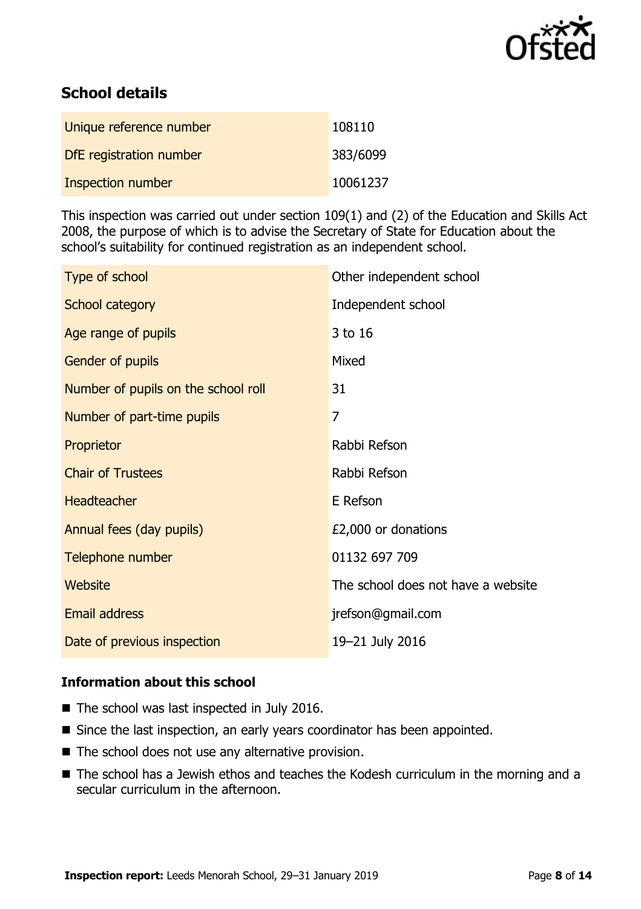## School details

| Unique reference number | 108110 |
| --- | --- |
| DfE registration number | 383/6099 |
| Inspection number | 10061237 |

This inspection was carried out under section 109(1) and (2) of the Education and Skills Act 2008, the purpose of which is to advise the Secretary of State for Education about the school's suitability for continued registration as an independent school.

| Type of school | Other independent school |
| --- | --- |
| School category | Independent school |
| Age range of pupils | 3 to 16 |
| Gender of pupils | Mixed |
| Number of pupils on the school roll | 31 |
| Number of part-time pupils | 7 |
| Proprietor | Rabbi Refson |
| Chair of Trustees | Rabbi Refson |
| Headteacher | E Refson |
| Annual fees (day pupils) | £2,000 or donations |
| Telephone number | 01132 697 709 |
| Website | The school does not have a website |
| Email address | jrefson@gmail.com |
| Date of previous inspection | 19–21 July 2016 |

### Information about this school

- The school was last inspected in July 2016.
- Since the last inspection, an early years coordinator has been appointed.
- The school does not use any alternative provision.
- The school has a Jewish ethos and teaches the Kodesh curriculum in the morning and a secular curriculum in the afternoon.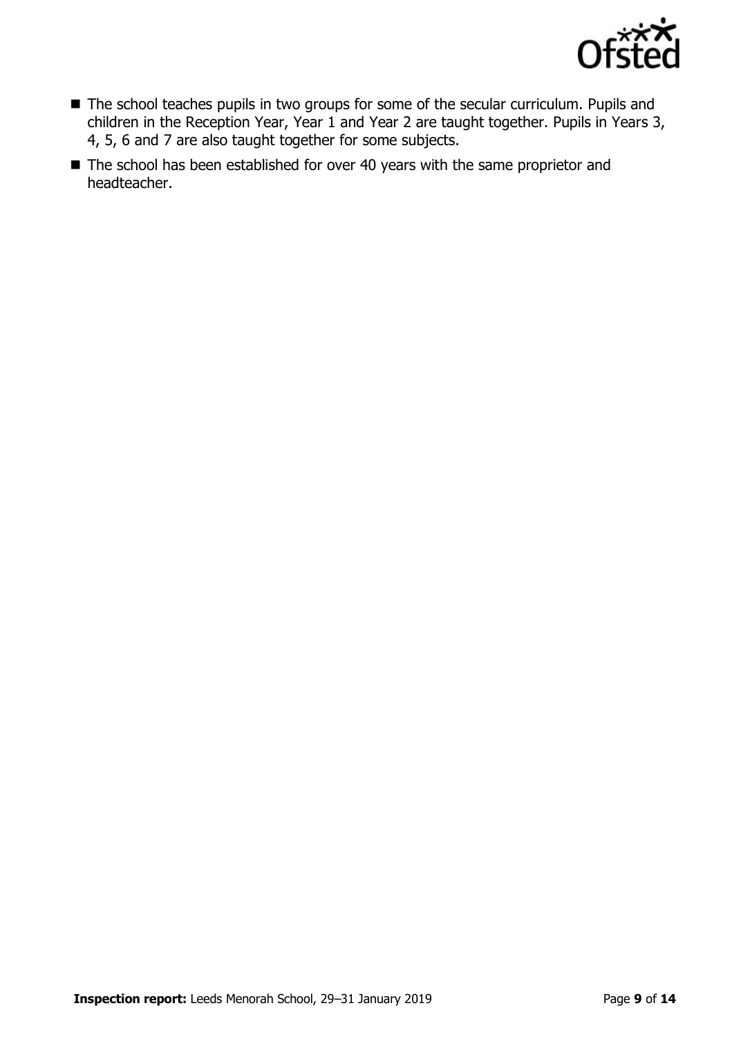- The school teaches pupils in two groups for some of the secular curriculum. Pupils and children in the Reception Year, Year 1 and Year 2 are taught together. Pupils in Years 3, 4, 5, 6 and 7 are also taught together for some subjects.
- The school has been established for over 40 years with the same proprietor and headteacher.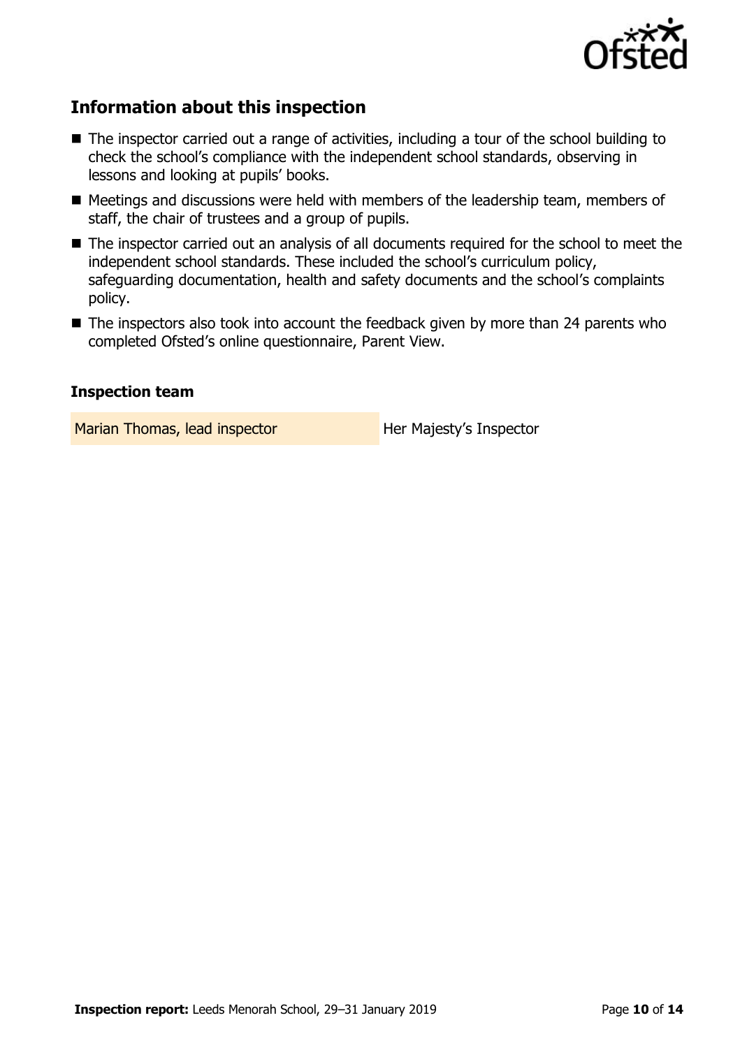## Information about this inspection

- The inspector carried out a range of activities, including a tour of the school building to check the school's compliance with the independent school standards, observing in lessons and looking at pupils' books.
- Meetings and discussions were held with members of the leadership team, members of staff, the chair of trustees and a group of pupils.
- The inspector carried out an analysis of all documents required for the school to meet the independent school standards. These included the school's curriculum policy, safeguarding documentation, health and safety documents and the school's complaints policy.
- The inspectors also took into account the feedback given by more than 24 parents who completed Ofsted's online questionnaire, Parent View.

### Inspection team

| | |
|---|---|
| Marian Thomas, lead inspector | Her Majesty's Inspector |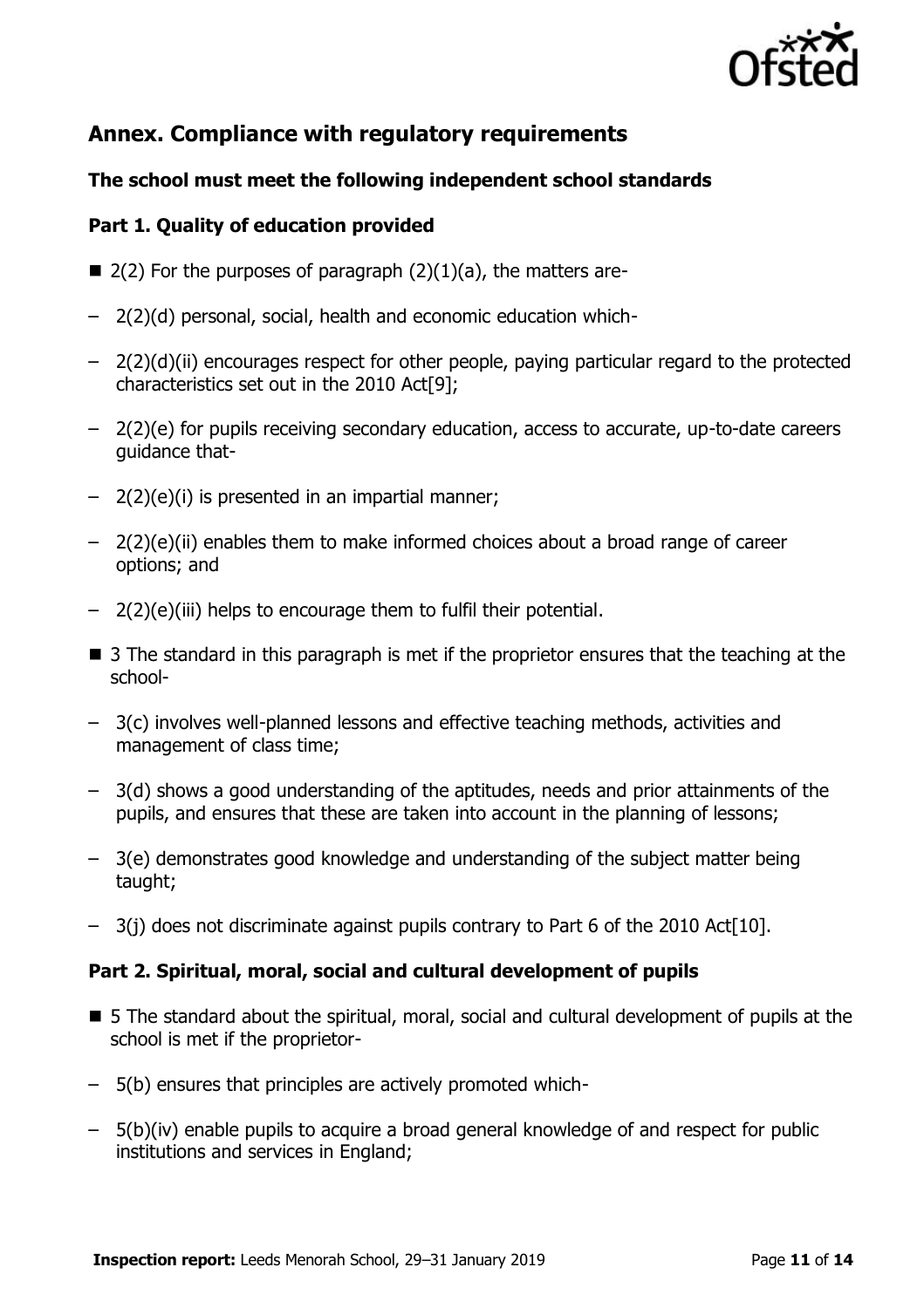## Annex. Compliance with regulatory requirements

### The school must meet the following independent school standards

### Part 1. Quality of education provided

- 2(2) For the purposes of paragraph (2)(1)(a), the matters are-
  - 2(2)(d) personal, social, health and economic education which-
  - 2(2)(d)(ii) encourages respect for other people, paying particular regard to the protected characteristics set out in the 2010 Act[9];
  - 2(2)(e) for pupils receiving secondary education, access to accurate, up-to-date careers guidance that-
  - 2(2)(e)(i) is presented in an impartial manner;
  - 2(2)(e)(ii) enables them to make informed choices about a broad range of career options; and
  - 2(2)(e)(iii) helps to encourage them to fulfil their potential.
- 3 The standard in this paragraph is met if the proprietor ensures that the teaching at the school-
  - 3(c) involves well-planned lessons and effective teaching methods, activities and management of class time;
  - 3(d) shows a good understanding of the aptitudes, needs and prior attainments of the pupils, and ensures that these are taken into account in the planning of lessons;
  - 3(e) demonstrates good knowledge and understanding of the subject matter being taught;
  - 3(j) does not discriminate against pupils contrary to Part 6 of the 2010 Act[10].

### Part 2. Spiritual, moral, social and cultural development of pupils

- 5 The standard about the spiritual, moral, social and cultural development of pupils at the school is met if the proprietor-
  - 5(b) ensures that principles are actively promoted which-
  - 5(b)(iv) enable pupils to acquire a broad general knowledge of and respect for public institutions and services in England;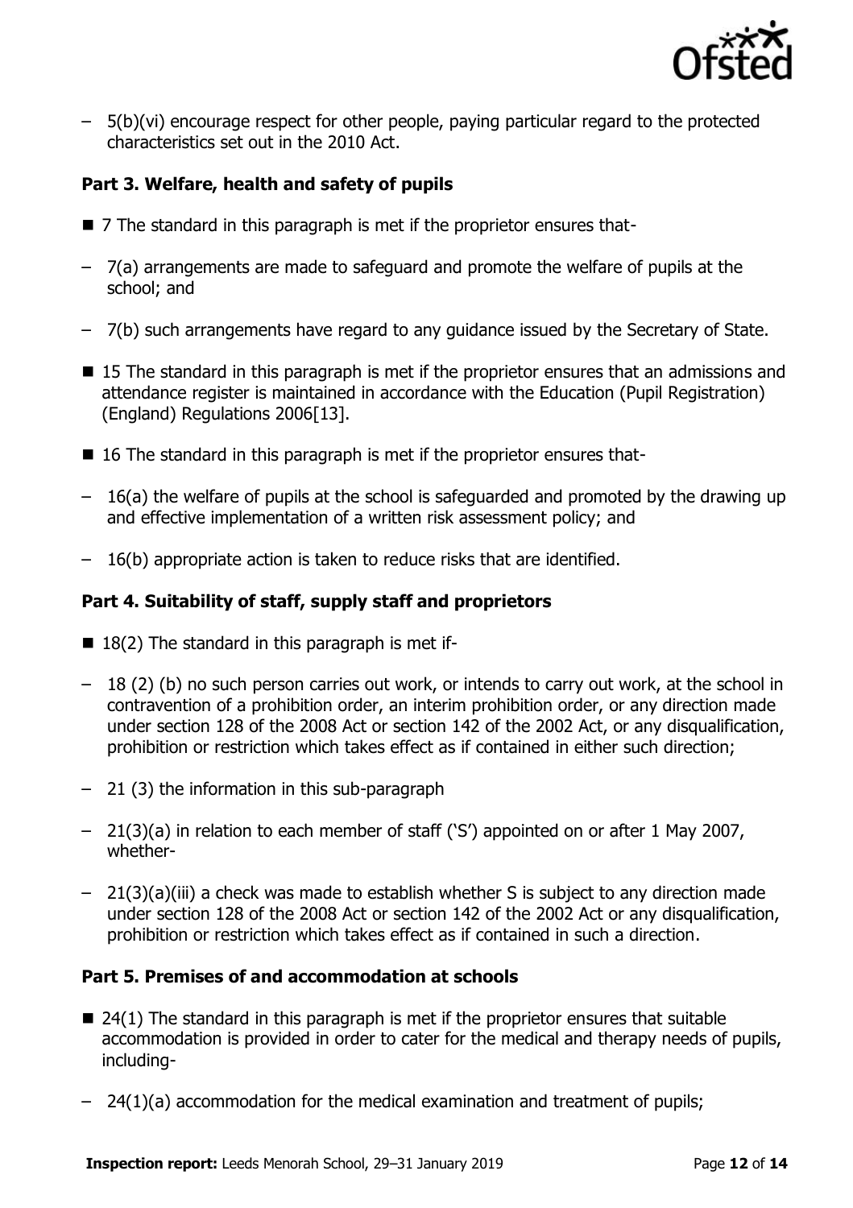- 5(b)(vi) encourage respect for other people, paying particular regard to the protected characteristics set out in the 2010 Act.

### Part 3. Welfare, health and safety of pupils

- 7 The standard in this paragraph is met if the proprietor ensures that-
  - 7(a) arrangements are made to safeguard and promote the welfare of pupils at the school; and
  - 7(b) such arrangements have regard to any guidance issued by the Secretary of State.
- 15 The standard in this paragraph is met if the proprietor ensures that an admissions and attendance register is maintained in accordance with the Education (Pupil Registration) (England) Regulations 2006[13].
- 16 The standard in this paragraph is met if the proprietor ensures that-
  - 16(a) the welfare of pupils at the school is safeguarded and promoted by the drawing up and effective implementation of a written risk assessment policy; and
  - 16(b) appropriate action is taken to reduce risks that are identified.

### Part 4. Suitability of staff, supply staff and proprietors

- 18(2) The standard in this paragraph is met if-
  - 18 (2) (b) no such person carries out work, or intends to carry out work, at the school in contravention of a prohibition order, an interim prohibition order, or any direction made under section 128 of the 2008 Act or section 142 of the 2002 Act, or any disqualification, prohibition or restriction which takes effect as if contained in either such direction;
  - 21 (3) the information in this sub-paragraph
  - 21(3)(a) in relation to each member of staff ('S') appointed on or after 1 May 2007, whether-
  - 21(3)(a)(iii) a check was made to establish whether S is subject to any direction made under section 128 of the 2008 Act or section 142 of the 2002 Act or any disqualification, prohibition or restriction which takes effect as if contained in such a direction.

### Part 5. Premises of and accommodation at schools

- 24(1) The standard in this paragraph is met if the proprietor ensures that suitable accommodation is provided in order to cater for the medical and therapy needs of pupils, including-
  - 24(1)(a) accommodation for the medical examination and treatment of pupils;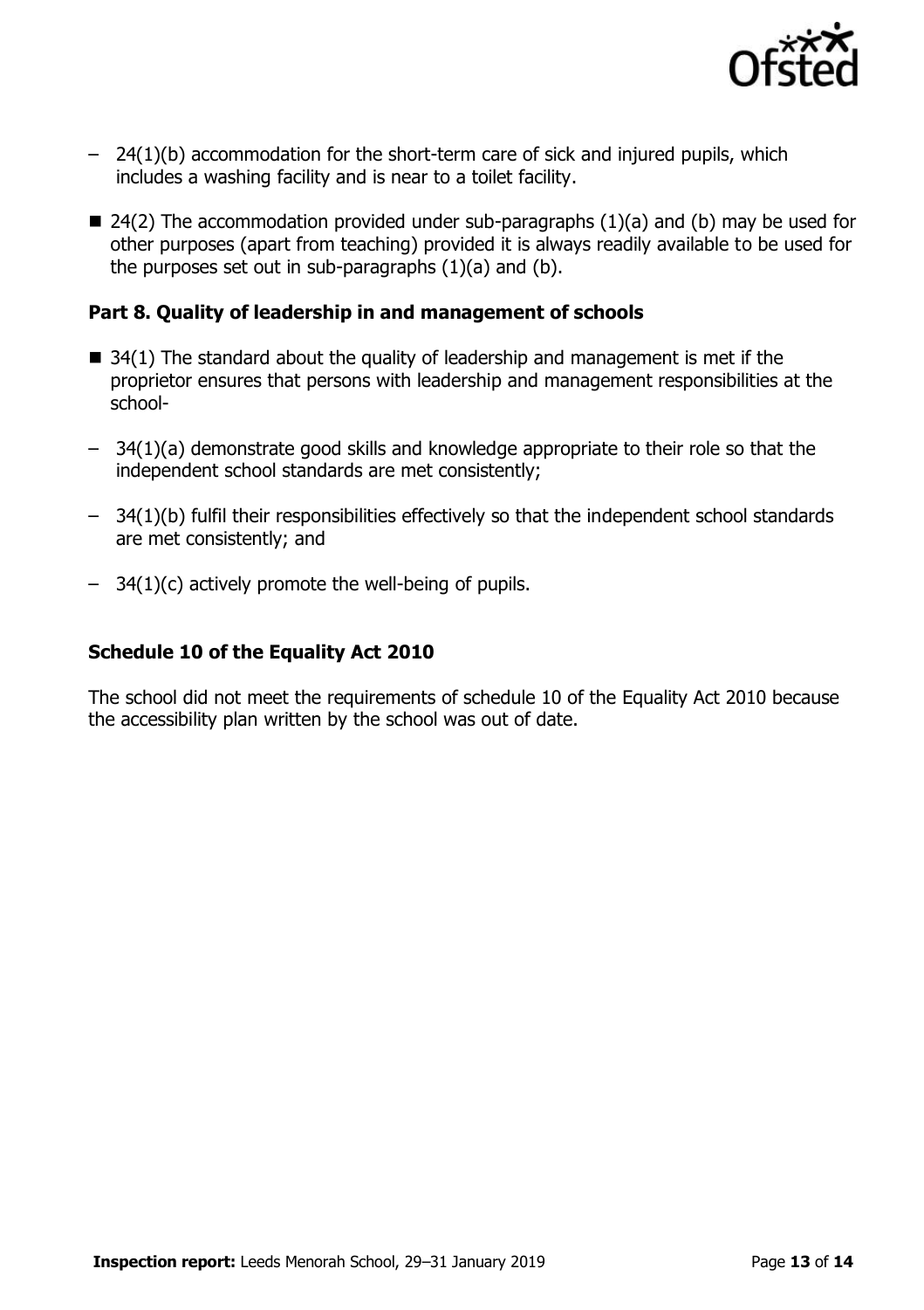- 24(1)(b) accommodation for the short-term care of sick and injured pupils, which includes a washing facility and is near to a toilet facility.

- 24(2) The accommodation provided under sub-paragraphs (1)(a) and (b) may be used for other purposes (apart from teaching) provided it is always readily available to be used for the purposes set out in sub-paragraphs (1)(a) and (b).

### Part 8. Quality of leadership in and management of schools

- 34(1) The standard about the quality of leadership and management is met if the proprietor ensures that persons with leadership and management responsibilities at the school-
  - 34(1)(a) demonstrate good skills and knowledge appropriate to their role so that the independent school standards are met consistently;
  - 34(1)(b) fulfil their responsibilities effectively so that the independent school standards are met consistently; and
  - 34(1)(c) actively promote the well-being of pupils.

### Schedule 10 of the Equality Act 2010

The school did not meet the requirements of schedule 10 of the Equality Act 2010 because the accessibility plan written by the school was out of date.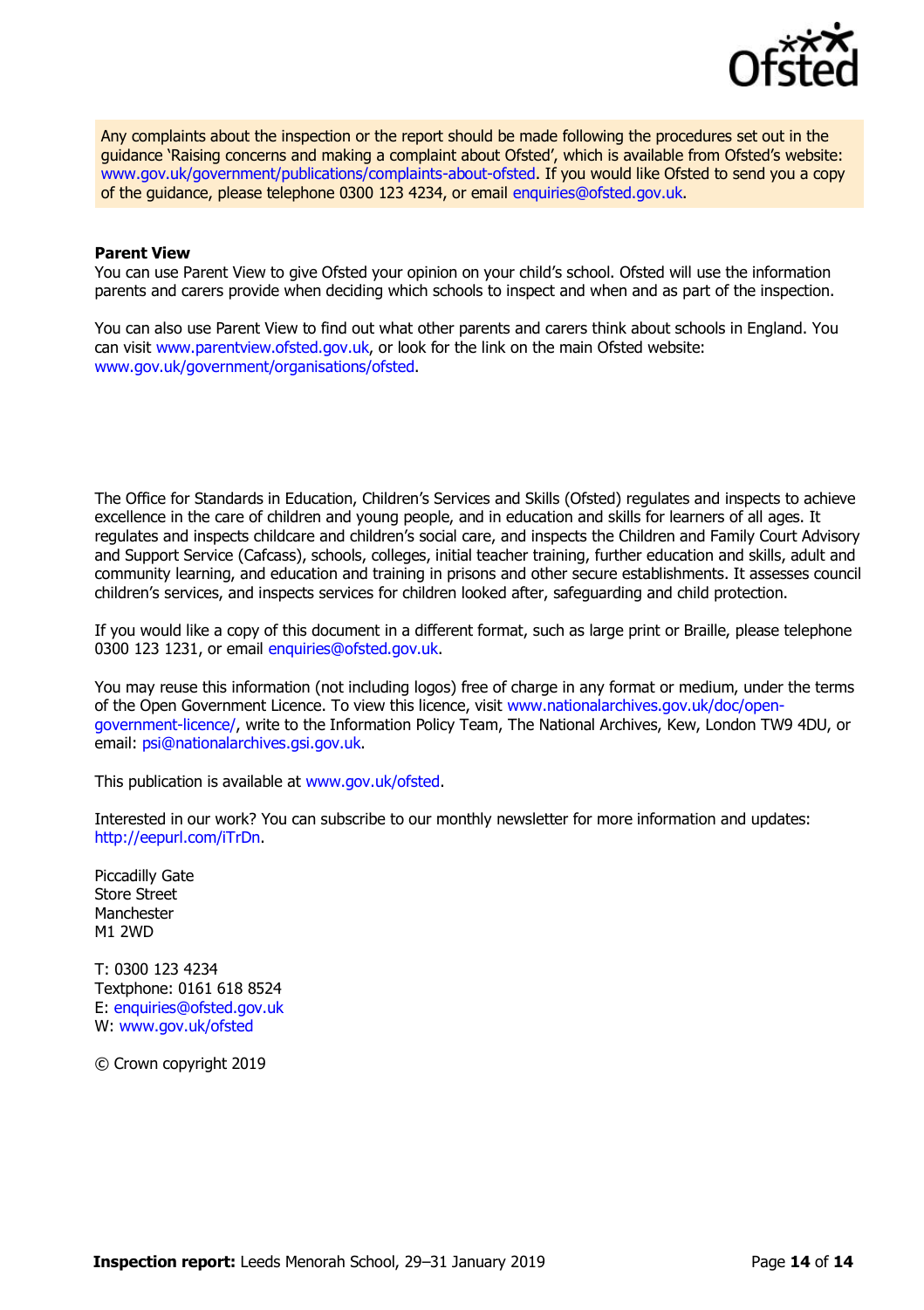Any complaints about the inspection or the report should be made following the procedures set out in the guidance 'Raising concerns and making a complaint about Ofsted', which is available from Ofsted's website: www.gov.uk/government/publications/complaints-about-ofsted. If you would like Ofsted to send you a copy of the guidance, please telephone 0300 123 4234, or email enquiries@ofsted.gov.uk.

**Parent View**

You can use Parent View to give Ofsted your opinion on your child's school. Ofsted will use the information parents and carers provide when deciding which schools to inspect and when and as part of the inspection.

You can also use Parent View to find out what other parents and carers think about schools in England. You can visit www.parentview.ofsted.gov.uk, or look for the link on the main Ofsted website: www.gov.uk/government/organisations/ofsted.

The Office for Standards in Education, Children's Services and Skills (Ofsted) regulates and inspects to achieve excellence in the care of children and young people, and in education and skills for learners of all ages. It regulates and inspects childcare and children's social care, and inspects the Children and Family Court Advisory and Support Service (Cafcass), schools, colleges, initial teacher training, further education and skills, adult and community learning, and education and training in prisons and other secure establishments. It assesses council children's services, and inspects services for children looked after, safeguarding and child protection.

If you would like a copy of this document in a different format, such as large print or Braille, please telephone 0300 123 1231, or email enquiries@ofsted.gov.uk.

You may reuse this information (not including logos) free of charge in any format or medium, under the terms of the Open Government Licence. To view this licence, visit www.nationalarchives.gov.uk/doc/open-government-licence/, write to the Information Policy Team, The National Archives, Kew, London TW9 4DU, or email: psi@nationalarchives.gsi.gov.uk.

This publication is available at www.gov.uk/ofsted.

Interested in our work? You can subscribe to our monthly newsletter for more information and updates: http://eepurl.com/iTrDn.

Piccadilly Gate
Store Street
Manchester
M1 2WD

T: 0300 123 4234
Textphone: 0161 618 8524
E: enquiries@ofsted.gov.uk
W: www.gov.uk/ofsted

© Crown copyright 2019